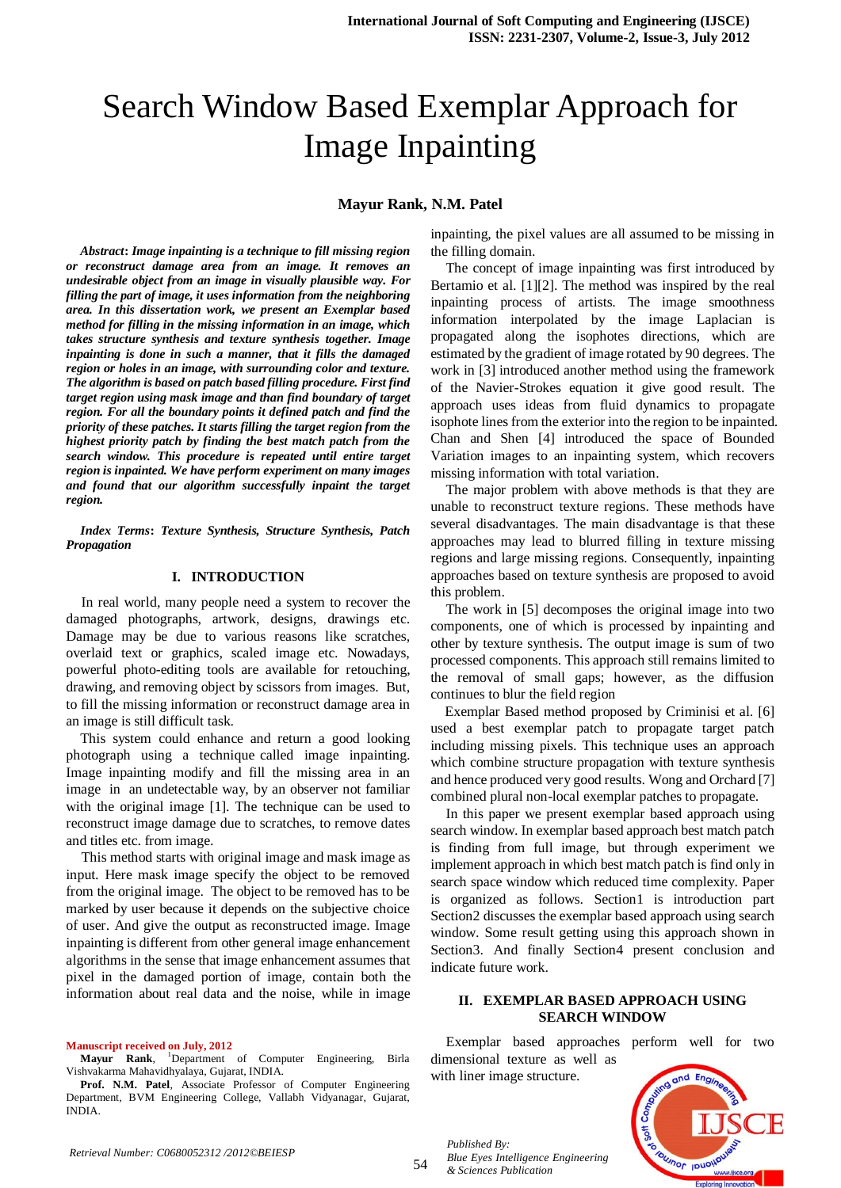# Search Window Based Exemplar Approach for Image Inpainting

**Mayur Rank, N.M. Patel**

***Abstract*: *Image inpainting is a technique to fill missing region or reconstruct damage area from an image. It removes an undesirable object from an image in visually plausible way. For filling the part of image, it uses information from the neighboring area. In this dissertation work, we present an Exemplar based method for filling in the missing information in an image, which takes structure synthesis and texture synthesis together. Image inpainting is done in such a manner, that it fills the damaged region or holes in an image, with surrounding color and texture. The algorithm is based on patch based filling procedure. First find target region using mask image and than find boundary of target region. For all the boundary points it defined patch and find the priority of these patches. It starts filling the target region from the highest priority patch by finding the best match patch from the search window. This procedure is repeated until entire target region is inpainted. We have perform experiment on many images and found that our algorithm successfully inpaint the target region.***

***Index Terms*: *Texture Synthesis, Structure Synthesis, Patch Propagation***

## I. INTRODUCTION

In real world, many people need a system to recover the damaged photographs, artwork, designs, drawings etc. Damage may be due to various reasons like scratches, overlaid text or graphics, scaled image etc. Nowadays, powerful photo-editing tools are available for retouching, drawing, and removing object by scissors from images. But, to fill the missing information or reconstruct damage area in an image is still difficult task.

This system could enhance and return a good looking photograph using a technique called image inpainting. Image inpainting modify and fill the missing area in an image in an undetectable way, by an observer not familiar with the original image [1]. The technique can be used to reconstruct image damage due to scratches, to remove dates and titles etc. from image.

This method starts with original image and mask image as input. Here mask image specify the object to be removed from the original image. The object to be removed has to be marked by user because it depends on the subjective choice of user. And give the output as reconstructed image. Image inpainting is different from other general image enhancement algorithms in the sense that image enhancement assumes that pixel in the damaged portion of image, contain both the information about real data and the noise, while in image inpainting, the pixel values are all assumed to be missing in the filling domain.

The concept of image inpainting was first introduced by Bertamio et al. [1][2]. The method was inspired by the real inpainting process of artists. The image smoothness information interpolated by the image Laplacian is propagated along the isophotes directions, which are estimated by the gradient of image rotated by 90 degrees. The work in [3] introduced another method using the framework of the Navier-Strokes equation it give good result. The approach uses ideas from fluid dynamics to propagate isophote lines from the exterior into the region to be inpainted. Chan and Shen [4] introduced the space of Bounded Variation images to an inpainting system, which recovers missing information with total variation.

The major problem with above methods is that they are unable to reconstruct texture regions. These methods have several disadvantages. The main disadvantage is that these approaches may lead to blurred filling in texture missing regions and large missing regions. Consequently, inpainting approaches based on texture synthesis are proposed to avoid this problem.

The work in [5] decomposes the original image into two components, one of which is processed by inpainting and other by texture synthesis. The output image is sum of two processed components. This approach still remains limited to the removal of small gaps; however, as the diffusion continues to blur the field region

Exemplar Based method proposed by Criminisi et al. [6] used a best exemplar patch to propagate target patch including missing pixels. This technique uses an approach which combine structure propagation with texture synthesis and hence produced very good results. Wong and Orchard [7] combined plural non-local exemplar patches to propagate.

In this paper we present exemplar based approach using search window. In exemplar based approach best match patch is finding from full image, but through experiment we implement approach in which best match patch is find only in search space window which reduced time complexity. Paper is organized as follows. Section1 is introduction part Section2 discusses the exemplar based approach using search window. Some result getting using this approach shown in Section3. And finally Section4 present conclusion and indicate future work.

## II. EXEMPLAR BASED APPROACH USING SEARCH WINDOW

Exemplar based approaches perform well for two dimensional texture as well as with liner image structure.

**Manuscript received on July, 2012**

**Mayur Rank**, [1]Department of Computer Engineering, Birla Vishvakarma Mahavidhyalaya, Gujarat, INDIA.

**Prof. N.M. Patel**, Associate Professor of Computer Engineering Department, BVM Engineering College, Vallabh Vidyanagar, Gujarat, INDIA.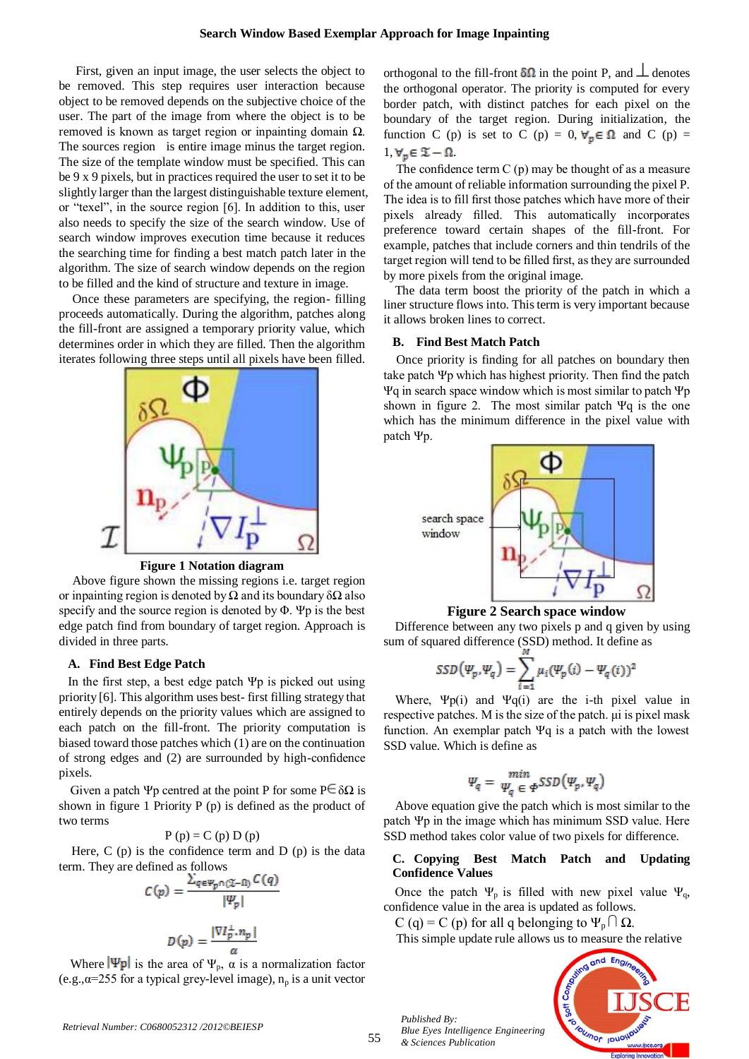First, given an input image, the user selects the object to be removed. This step requires user interaction because object to be removed depends on the subjective choice of the user. The part of the image from where the object is to be removed is known as target region or inpainting domain Ω. The sources region is entire image minus the target region. The size of the template window must be specified. This can be 9 x 9 pixels, but in practices required the user to set it to be slightly larger than the largest distinguishable texture element, or "texel", in the source region [6]. In addition to this, user also needs to specify the size of the search window. Use of search window improves execution time because it reduces the searching time for finding a best match patch later in the algorithm. The size of search window depends on the region to be filled and the kind of structure and texture in image.

Once these parameters are specifying, the region- filling proceeds automatically. During the algorithm, patches along the fill-front are assigned a temporary priority value, which determines order in which they are filled. Then the algorithm iterates following three steps until all pixels have been filled.

**Figure 1 Notation diagram**

Above figure shown the missing regions i.e. target region or inpainting region is denoted by Ω and its boundary δΩ also specify and the source region is denoted by Φ. Ψp is the best edge patch find from boundary of target region. Approach is divided in three parts.

### A. Find Best Edge Patch

In the first step, a best edge patch Ψp is picked out using priority [6]. This algorithm uses best- first filling strategy that entirely depends on the priority values which are assigned to each patch on the fill-front. The priority computation is biased toward those patches which (1) are on the continuation of strong edges and (2) are surrounded by high-confidence pixels.

Given a patch Ψp centred at the point P for some P∈δΩ is shown in figure 1 Priority P (p) is defined as the product of two terms

$$P(p) = C(p)\, D(p)$$

Here, C (p) is the confidence term and D (p) is the data term. They are defined as follows

$$C(p) = \frac{\sum_{q \in \Psi_p \cap (\mathcal{I} - \Omega)} C(q)}{|\Psi_p|}$$

$$D(p) = \frac{|\nabla I_p^{\perp} \cdot n_p|}{\alpha}$$

Where $|\Psi p|$ is the area of $\Psi_p$, α is a normalization factor (e.g.,α=255 for a typical grey-level image), $n_p$ is a unit vector orthogonal to the fill-front δΩ in the point P, and ⊥ denotes the orthogonal operator. The priority is computed for every border patch, with distinct patches for each pixel on the boundary of the target region. During initialization, the function C (p) is set to C (p) = 0, $\forall_p \in \Omega$ and C (p) = 1, $\forall_p \in \mathcal{I} - \Omega$.

The confidence term C (p) may be thought of as a measure of the amount of reliable information surrounding the pixel P. The idea is to fill first those patches which have more of their pixels already filled. This automatically incorporates preference toward certain shapes of the fill-front. For example, patches that include corners and thin tendrils of the target region will tend to be filled first, as they are surrounded by more pixels from the original image.

The data term boost the priority of the patch in which a liner structure flows into. This term is very important because it allows broken lines to correct.

### B. Find Best Match Patch

Once priority is finding for all patches on boundary then take patch Ψp which has highest priority. Then find the patch Ψq in search space window which is most similar to patch Ψp shown in figure 2. The most similar patch Ψq is the one which has the minimum difference in the pixel value with patch Ψp.

**Figure 2 Search space window**

Difference between any two pixels p and q given by using sum of squared difference (SSD) method. It define as

$$SSD(\Psi_p, \Psi_q) = \sum_{i=1}^{M} \mu_i (\Psi_p(i) - \Psi_q(i))^2$$

Where, Ψp(i) and Ψq(i) are the i-th pixel value in respective patches. M is the size of the patch. µi is pixel mask function. An exemplar patch Ψq is a patch with the lowest SSD value. Which is define as

$$\Psi_q = \min_{\Psi_q \in \Phi} SSD(\Psi_p, \Psi_q)$$

Above equation give the patch which is most similar to the patch Ψp in the image which has minimum SSD value. Here SSD method takes color value of two pixels for difference.

### C. Copying Best Match Patch and Updating Confidence Values

Once the patch $\Psi_p$ is filled with new pixel value $\Psi_q$, confidence value in the area is updated as follows.

C (q) = C (p) for all q belonging to $\Psi_p \cap \Omega$.

This simple update rule allows us to measure the relative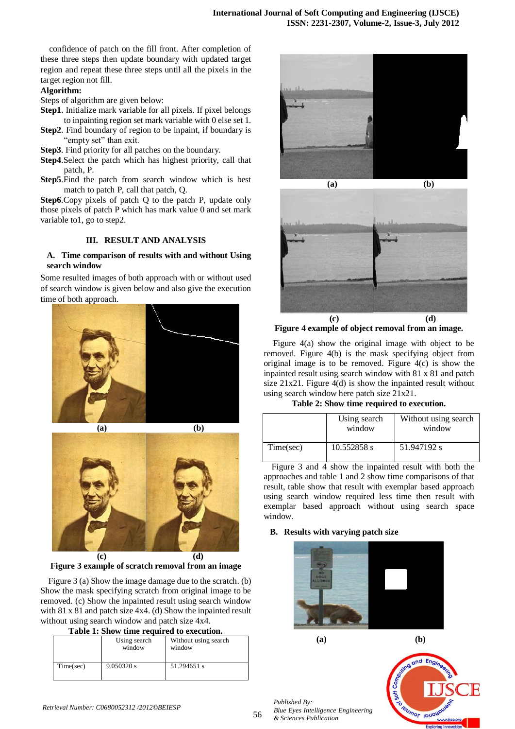confidence of patch on the fill front. After completion of these three steps then update boundary with updated target region and repeat these three steps until all the pixels in the target region not fill.

**Algorithm:**

Steps of algorithm are given below:

**Step1**. Initialize mark variable for all pixels. If pixel belongs to inpainting region set mark variable with 0 else set 1.

**Step2**. Find boundary of region to be inpaint, if boundary is "empty set" than exit.

**Step3**. Find priority for all patches on the boundary.

**Step4**.Select the patch which has highest priority, call that patch, P.

**Step5**.Find the patch from search window which is best match to patch P, call that patch, Q.

**Step6**.Copy pixels of patch Q to the patch P, update only those pixels of patch P which has mark value 0 and set mark variable to1, go to step2.

## III. RESULT AND ANALYSIS

### A. Time comparison of results with and without Using search window

Some resulted images of both approach with or without used of search window is given below and also give the execution time of both approach.

(a) (b)

(c) (d)

**Figure 3 example of scratch removal from an image**

Figure 3 (a) Show the image damage due to the scratch. (b) Show the mask specifying scratch from original image to be removed. (c) Show the inpainted result using search window with 81 x 81 and patch size 4x4. (d) Show the inpainted result without using search window and patch size 4x4.

**Table 1: Show time required to execution.**

| | Using search window | Without using search window |
|---|---|---|
| Time(sec) | 9.050320 s | 51.294651 s |

(a) (b)

(c) (d)

**Figure 4 example of object removal from an image.**

Figure 4(a) show the original image with object to be removed. Figure 4(b) is the mask specifying object from original image is to be removed. Figure 4(c) is show the inpainted result using search window with 81 x 81 and patch size 21x21. Figure 4(d) is show the inpainted result without using search window here patch size 21x21.

**Table 2: Show time required to execution.**

| | Using search window | Without using search window |
|---|---|---|
| Time(sec) | 10.552858 s | 51.947192 s |

Figure 3 and 4 show the inpainted result with both the approaches and table 1 and 2 show time comparisons of that result, table show that result with exemplar based approach using search window required less time then result with exemplar based approach without using search space window.

### B. Results with varying patch size

(a) (b)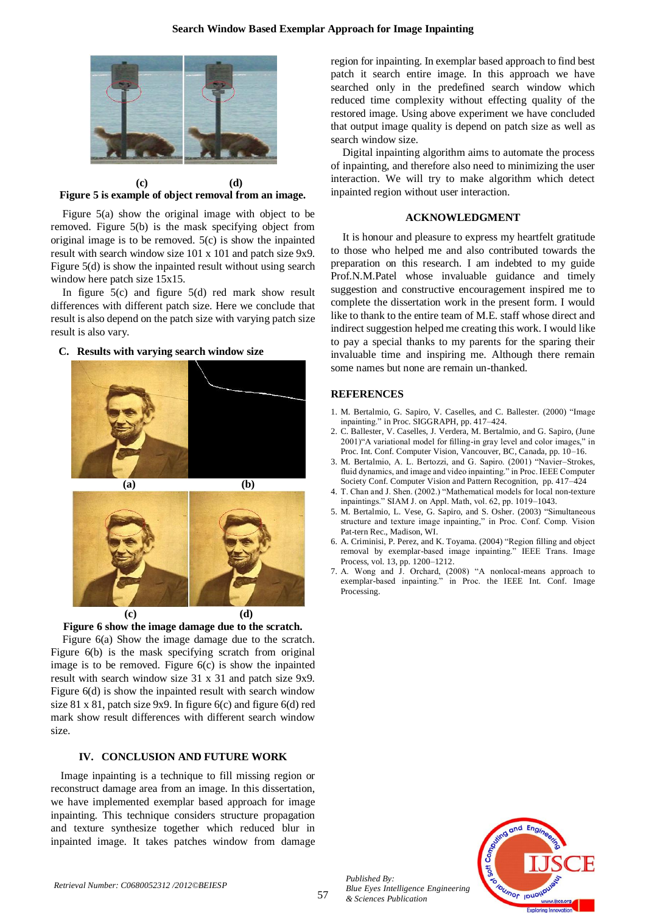(c) (d)

**Figure 5 is example of object removal from an image.**

Figure 5(a) show the original image with object to be removed. Figure 5(b) is the mask specifying object from original image is to be removed. 5(c) is show the inpainted result with search window size 101 x 101 and patch size 9x9. Figure 5(d) is show the inpainted result without using search window here patch size 15x15.

In figure 5(c) and figure 5(d) red mark show result differences with different patch size. Here we conclude that result is also depend on the patch size with varying patch size result is also vary.

### C. Results with varying search window size

(a) (b)

(c) (d)

**Figure 6 show the image damage due to the scratch.**

Figure 6(a) Show the image damage due to the scratch. Figure 6(b) is the mask specifying scratch from original image is to be removed. Figure 6(c) is show the inpainted result with search window size 31 x 31 and patch size 9x9. Figure 6(d) is show the inpainted result with search window size 81 x 81, patch size 9x9. In figure 6(c) and figure 6(d) red mark show result differences with different search window size.

## IV. CONCLUSION AND FUTURE WORK

Image inpainting is a technique to fill missing region or reconstruct damage area from an image. In this dissertation, we have implemented exemplar based approach for image inpainting. This technique considers structure propagation and texture synthesize together which reduced blur in inpainted image. It takes patches window from damage region for inpainting. In exemplar based approach to find best patch it search entire image. In this approach we have searched only in the predefined search window which reduced time complexity without effecting quality of the restored image. Using above experiment we have concluded that output image quality is depend on patch size as well as search window size.

Digital inpainting algorithm aims to automate the process of inpainting, and therefore also need to minimizing the user interaction. We will try to make algorithm which detect inpainted region without user interaction.

## ACKNOWLEDGMENT

It is honour and pleasure to express my heartfelt gratitude to those who helped me and also contributed towards the preparation on this research. I am indebted to my guide Prof.N.M.Patel whose invaluable guidance and timely suggestion and constructive encouragement inspired me to complete the dissertation work in the present form. I would like to thank to the entire team of M.E. staff whose direct and indirect suggestion helped me creating this work. I would like to pay a special thanks to my parents for the sparing their invaluable time and inspiring me. Although there remain some names but none are remain un-thanked.

## REFERENCES

1. M. Bertalmio, G. Sapiro, V. Caselles, and C. Ballester. (2000) "Image inpainting." in Proc. SIGGRAPH, pp. 417–424.
2. C. Ballester, V. Caselles, J. Verdera, M. Bertalmio, and G. Sapiro, (June 2001)"A variational model for filling-in gray level and color images," in Proc. Int. Conf. Computer Vision, Vancouver, BC, Canada, pp. 10–16.
3. M. Bertalmio, A. L. Bertozzi, and G. Sapiro. (2001) "Navier–Strokes, fluid dynamics, and image and video inpainting." in Proc. IEEE Computer Society Conf. Computer Vision and Pattern Recognition, pp. 417–424
4. T. Chan and J. Shen. (2002.) "Mathematical models for local non-texture inpaintings." SIAM J. on Appl. Math, vol. 62, pp. 1019–1043.
5. M. Bertalmio, L. Vese, G. Sapiro, and S. Osher. (2003) "Simultaneous structure and texture image inpainting," in Proc. Conf. Comp. Vision Pat-tern Rec., Madison, WI.
6. A. Criminisi, P. Perez, and K. Toyama. (2004) "Region filling and object removal by exemplar-based image inpainting." IEEE Trans. Image Process, vol. 13, pp. 1200–1212.
7. A. Wong and J. Orchard, (2008) "A nonlocal-means approach to exemplar-based inpainting." in Proc. the IEEE Int. Conf. Image Processing.